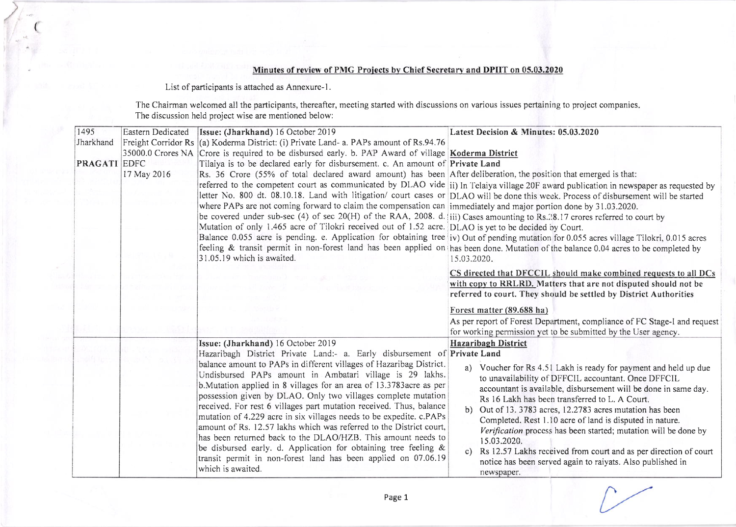**Minutes of review of PMG Projects by Chief Secretary and DPIIT on 05.03.2020**

List of participants is attached as Annexure-1.

The Chairman welcomed all the participants, thereafter, meeting started with discussions on various issues pertaining to project companies. The discussion held project wise are mentioned below:

| | | | |
|---|---|---|---|
| 1495 Jharkhand<br><br>**PRAGATI** | Eastern Dedicated Freight Corridor Rs 35000.0 Crores NA EDFC<br>17 May 2016 | **Issue: (Jharkhand)** 16 October 2019<br>(a) Koderma District: (i) Private Land- a. PAPs amount of Rs.94.76 Crore is required to be disbursed early. b. PAP Award of village Tilaiya is to be declared early for disbursement. c. An amount of Rs. 36 Crore (55% of total declared award amount) has been referred to the competent court as communicated by DLAO vide letter No. 800 dt. 08.10.18. Land with litigation/ court cases or where PAPs are not coming forward to claim the compensation can be covered under sub-sec (4) of sec 20(H) of the RAA, 2008. d. Mutation of only 1.465 acre of Tilokri received out of 1.52 acre. Balance 0.055 acre is pending. e. Application for obtaining tree feeling & transit permit in non-forest land has been applied on 31.05.19 which is awaited. | **Latest Decision & Minutes: 05.03.2020**<br>**Koderma District**<br>**Private Land**<br>After deliberation, the position that emerged is that:<br>ii) In Telaiya village 20F award publication in newspaper as requested by DLAO will be done this week. Process of disbursement will be started immediately and major portion done by 31.03.2020.<br>iii) Cases amounting to Rs.28.17 crores referred to court by DLAO is yet to be decided by Court.<br>iv) Out of pending mutation for 0.055 acres village Tilokri, 0.015 acres has been done. Mutation of the balance 0.04 acres to be completed by 15.03.2020.<br><br>**CS directed that DFCCIL should make combined requests to all DCs with copy to RRLRD. Matters that are not disputed should not be referred to court. They should be settled by District Authorities**<br><br>Forest matter (89.688 ha)<br>As per report of Forest Department, compliance of FC Stage-I and request for working permission yet to be submitted by the User agency. |
| | | **Issue: (Jharkhand)** 16 October 2019<br>Hazaribagh District Private Land:- a. Early disbursement of balance amount to PAPs in different villages of Hazaribag District. Undisbursed PAPs amount in Ambatari village is 29 lakhs. b.Mutation applied in 8 villages for an area of 13.3783acre as per possession given by DLAO. Only two villages complete mutation received. For rest 6 villages part mutation received. Thus, balance mutation of 4.229 acre in six villages needs to be expedite. c.PAPs amount of Rs. 12.57 lakhs which was referred to the District court, has been returned back to the DLAO/HZB. This amount needs to be disbursed early. d. Application for obtaining tree feeling & transit permit in non-forest land has been applied on 07.06.19 which is awaited. | **Hazaribagh District**<br>**Private Land**<br>a) Voucher for Rs 4.51 Lakh is ready for payment and held up due to unavailability of DFFCIL accountant. Once DFFCIL accountant is available, disbursement will be done in same day. Rs 16 Lakh has been transferred to L. A Court.<br>b) Out of 13. 3783 acres, 12.2783 acres mutation has been Completed. Rest 1.10 acre of land is disputed in nature. *Verification* process has been started; mutation will be done by 15.03.2020.<br>c) Rs 12.57 Lakhs received from court and as per direction of court notice has been served again to raiyats. Also published in newspaper. |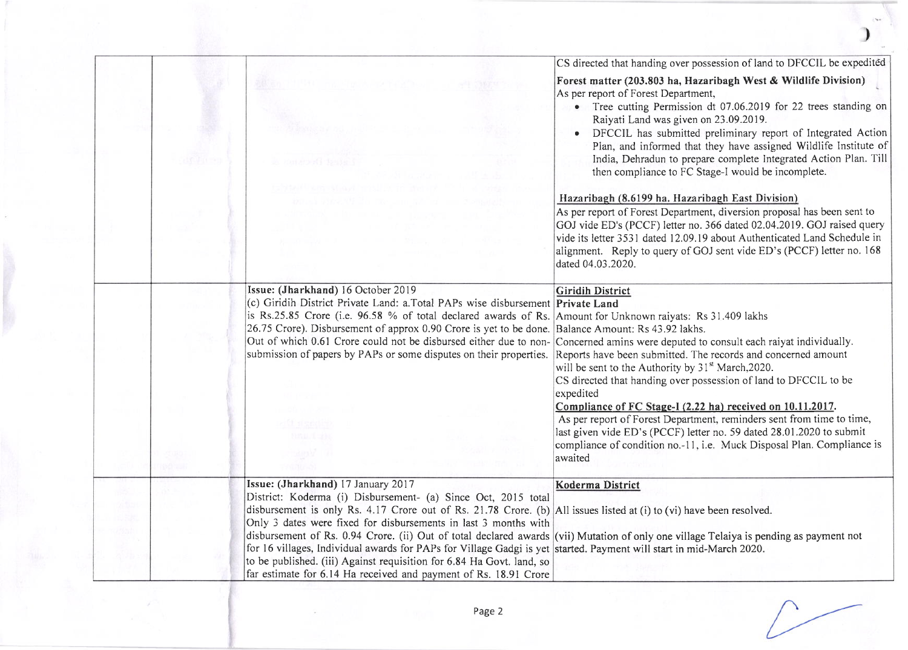| | | | |
|---|---|---|---|
| | | | CS directed that handing over possession of land to DFCCIL be expedited<br>**Forest matter (203.803 ha, Hazaribagh West & Wildlife Division)**<br>As per report of Forest Department,<br>• Tree cutting Permission dt 07.06.2019 for 22 trees standing on Raiyati Land was given on 23.09.2019.<br>• DFCCIL has submitted preliminary report of Integrated Action Plan, and informed that they have assigned Wildlife Institute of India, Dehradun to prepare complete Integrated Action Plan. Till then compliance to FC Stage-I would be incomplete.<br><br>Hazaribagh (8.6199 ha. Hazaribagh East Division)<br>As per report of Forest Department, diversion proposal has been sent to GOJ vide ED's (PCCF) letter no. 366 dated 02.04.2019. GOJ raised query vide its letter 3531 dated 12.09.19 about Authenticated Land Schedule in alignment. Reply to query of GOJ sent vide ED's (PCCF) letter no. 168 dated 04.03.2020. |
| | | Issue: (Jharkhand) 16 October 2019<br>(c) Giridih District Private Land: a.Total PAPs wise disbursement is Rs.25.85 Crore (i.e. 96.58 % of total declared awards of Rs. 26.75 Crore). Disbursement of approx 0.90 Crore is yet to be done. Out of which 0.61 Crore could not be disbursed either due to non-submission of papers by PAPs or some disputes on their properties. | **Giridih District**<br>**Private Land**<br>Amount for Unknown raiyats: Rs 31.409 lakhs<br>Balance Amount: Rs 43.92 lakhs.<br>Concerned amins were deputed to consult each raiyat individually. Reports have been submitted. The records and concerned amount will be sent to the Authority by 31st March,2020.<br>CS directed that handing over possession of land to DFCCIL to be expedited<br>**Compliance of FC Stage-I (2.22 ha) received on 10.11.2017.**<br>As per report of Forest Department, reminders sent from time to time, last given vide ED's (PCCF) letter no. 59 dated 28.01.2020 to submit compliance of condition no.-11, i.e. Muck Disposal Plan. Compliance is awaited |
| | | Issue: (Jharkhand) 17 January 2017<br>District: Koderma (i) Disbursement- (a) Since Oct, 2015 total disbursement is only Rs. 4.17 Crore out of Rs. 21.78 Crore. (b) Only 3 dates were fixed for disbursements in last 3 months with disbursement of Rs. 0.94 Crore. (ii) Out of total declared awards for 16 villages, Individual awards for PAPs for Village Gadgi is yet to be published. (iii) Against requisition for 6.84 Ha Govt. land, so far estimate for 6.14 Ha received and payment of Rs. 18.91 Crore | **Koderma District**<br><br>All issues listed at (i) to (vi) have been resolved.<br><br>(vii) Mutation of only one village Telaiya is pending as payment not started. Payment will start in mid-March 2020. |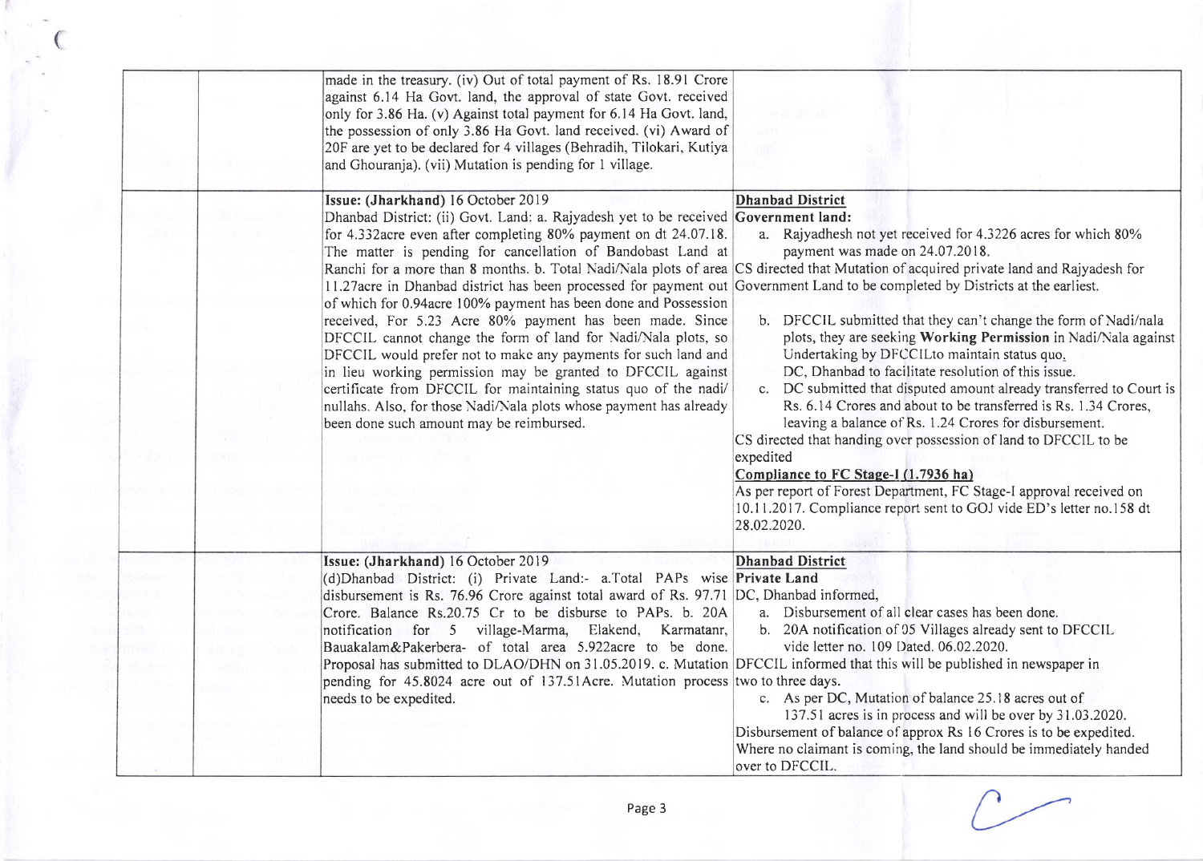| | | | |
|---|---|---|---|
| | | made in the treasury. (iv) Out of total payment of Rs. 18.91 Crore against 6.14 Ha Govt. land, the approval of state Govt. received only for 3.86 Ha. (v) Against total payment for 6.14 Ha Govt. land, the possession of only 3.86 Ha Govt. land received. (vi) Award of 20F are yet to be declared for 4 villages (Behradih, Tilokari, Kutiya and Ghouranja). (vii) Mutation is pending for 1 village. | |
| | | **Issue: (Jharkhand)** 16 October 2019<br>Dhanbad District: (ii) Govt. Land: a. Rajyadesh yet to be received for 4.332acre even after completing 80% payment on dt 24.07.18. The matter is pending for cancellation of Bandobast Land at Ranchi for a more than 8 months. b. Total Nadi/Nala plots of area 11.27acre in Dhanbad district has been processed for payment out of which for 0.94acre 100% payment has been done and Possession received, For 5.23 Acre 80% payment has been made. Since DFCCIL cannot change the form of land for Nadi/Nala plots, so DFCCIL would prefer not to make any payments for such land and in lieu working permission may be granted to DFCCIL against certificate from DFCCIL for maintaining status quo of the nadi/ nullahs. Also, for those Nadi/Nala plots whose payment has already been done such amount may be reimbursed. | **Dhanbad District**<br>**Government land:**<br>a. Rajyadhesh not yet received for 4.3226 acres for which 80% payment was made on 24.07.2018.<br>CS directed that Mutation of acquired private land and Rajyadesh for Government Land to be completed by Districts at the earliest.<br>b. DFCCIL submitted that they can't change the form of Nadi/nala plots, they are seeking **Working Permission** in Nadi/Nala against Undertaking by DFCCILto maintain status quo.<br>DC, Dhanbad to facilitate resolution of this issue.<br>c. DC submitted that disputed amount already transferred to Court is Rs. 6.14 Crores and about to be transferred is Rs. 1.34 Crores, leaving a balance of Rs. 1.24 Crores for disbursement.<br>CS directed that handing over possession of land to DFCCIL to be expedited<br>**Compliance to FC Stage-I (1.7936 ha)**<br>As per report of Forest Department, FC Stage-I approval received on 10.11.2017. Compliance report sent to GOJ vide ED's letter no.158 dt 28.02.2020. |
| | | **Issue: (Jharkhand)** 16 October 2019<br>(d)Dhanbad District: (i) Private Land:- a.Total PAPs wise disbursement is Rs. 76.96 Crore against total award of Rs. 97.71 Crore. Balance Rs.20.75 Cr to be disburse to PAPs. b. 20A notification for 5 village-Marma, Elakend, Karmatanr, Bauakalam&Pakerbera- of total area 5.922acre to be done. Proposal has submitted to DLAO/DHN on 31.05.2019. c. Mutation pending for 45.8024 acre out of 137.51Acre. Mutation process needs to be expedited. | **Dhanbad District**<br>**Private Land**<br>DC, Dhanbad informed,<br>a. Disbursement of all clear cases has been done.<br>b. 20A notification of 05 Villages already sent to DFCCIL vide letter no. 109 Dated. 06.02.2020.<br>DFCCIL informed that this will be published in newspaper in two to three days.<br>c. As per DC, Mutation of balance 25.18 acres out of 137.51 acres is in process and will be over by 31.03.2020.<br>Disbursement of balance of approx Rs 16 Crores is to be expedited. Where no claimant is coming, the land should be immediately handed over to DFCCIL. |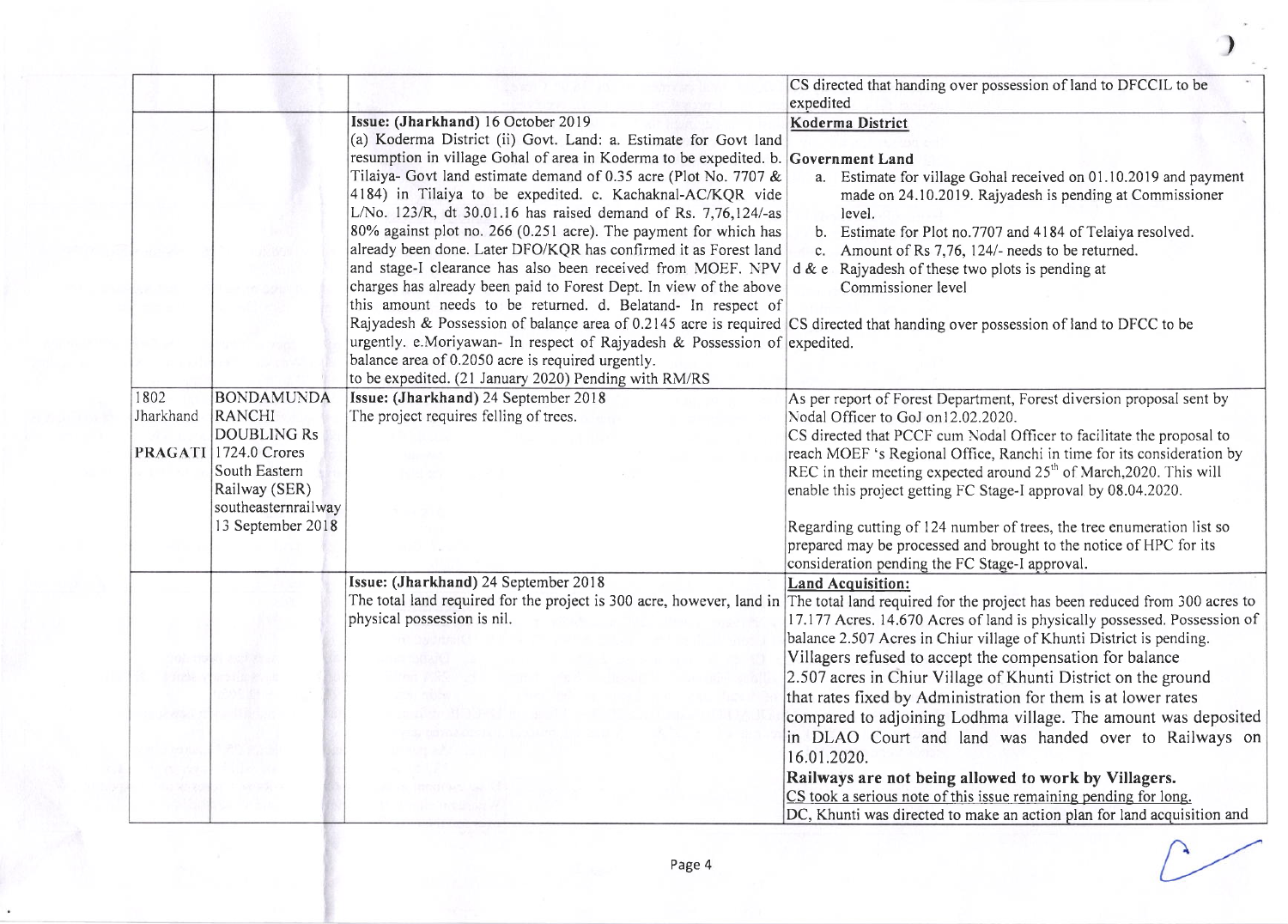| | | | |
|---|---|---|---|
| | | | CS directed that handing over possession of land to DFCCIL to be expedited |
| | | **Issue: (Jharkhand)** 16 October 2019<br>(a) Koderma District (ii) Govt. Land: a. Estimate for Govt land resumption in village Gohal of area in Koderma to be expedited. b. Tilaiya- Govt land estimate demand of 0.35 acre (Plot No. 7707 & 4184) in Tilaiya to be expedited. c. Kachaknal-AC/KQR vide L/No. 123/R, dt 30.01.16 has raised demand of Rs. 7,76,124/-as 80% against plot no. 266 (0.251 acre). The payment for which has already been done. Later DFO/KQR has confirmed it as Forest land and stage-I clearance has also been received from MOEF. NPV charges has already been paid to Forest Dept. In view of the above this amount needs to be returned. d. Belatand- In respect of Rajyadesh & Possession of balance area of 0.2145 acre is required urgently. e.Moriyawan- In respect of Rajyadesh & Possession of balance area of 0.2050 acre is required urgently.<br>to be expedited. (21 January 2020) Pending with RM/RS | **Koderma District**<br>**Government Land**<br>a. Estimate for village Gohal received on 01.10.2019 and payment made on 24.10.2019. Rajyadesh is pending at Commissioner level.<br>b. Estimate for Plot no.7707 and 4184 of Telaiya resolved.<br>c. Amount of Rs 7,76, 124/- needs to be returned.<br>d & e Rajyadesh of these two plots is pending at Commissioner level<br><br>CS directed that handing over possession of land to DFCC to be expedited. |
| 1802 Jharkhand<br>**PRAGATI** | BONDAMUNDA RANCHI DOUBLING Rs 1724.0 Crores South Eastern Railway (SER) southeasternrailway 13 September 2018 | **Issue: (Jharkhand)** 24 September 2018<br>The project requires felling of trees. | As per report of Forest Department, Forest diversion proposal sent by Nodal Officer to GoJ on12.02.2020.<br>CS directed that PCCF cum Nodal Officer to facilitate the proposal to reach MOEF 's Regional Office, Ranchi in time for its consideration by REC in their meeting expected around 25th of March,2020. This will enable this project getting FC Stage-I approval by 08.04.2020.<br><br>Regarding cutting of 124 number of trees, the tree enumeration list so prepared may be processed and brought to the notice of HPC for its consideration pending the FC Stage-I approval. |
| | | **Issue: (Jharkhand)** 24 September 2018<br>The total land required for the project is 300 acre, however, land in physical possession is nil. | **Land Acquisition:**<br>The total land required for the project has been reduced from 300 acres to 17.177 Acres. 14.670 Acres of land is physically possessed. Possession of balance 2.507 Acres in Chiur village of Khunti District is pending.<br>Villagers refused to accept the compensation for balance 2.507 acres in Chiur Village of Khunti District on the ground that rates fixed by Administration for them is at lower rates compared to adjoining Lodhma village. The amount was deposited in DLAO Court and land was handed over to Railways on 16.01.2020.<br>**Railways are not being allowed to work by Villagers.**<br>CS took a serious note of this issue remaining pending for long.<br>DC, Khunti was directed to make an action plan for land acquisition and |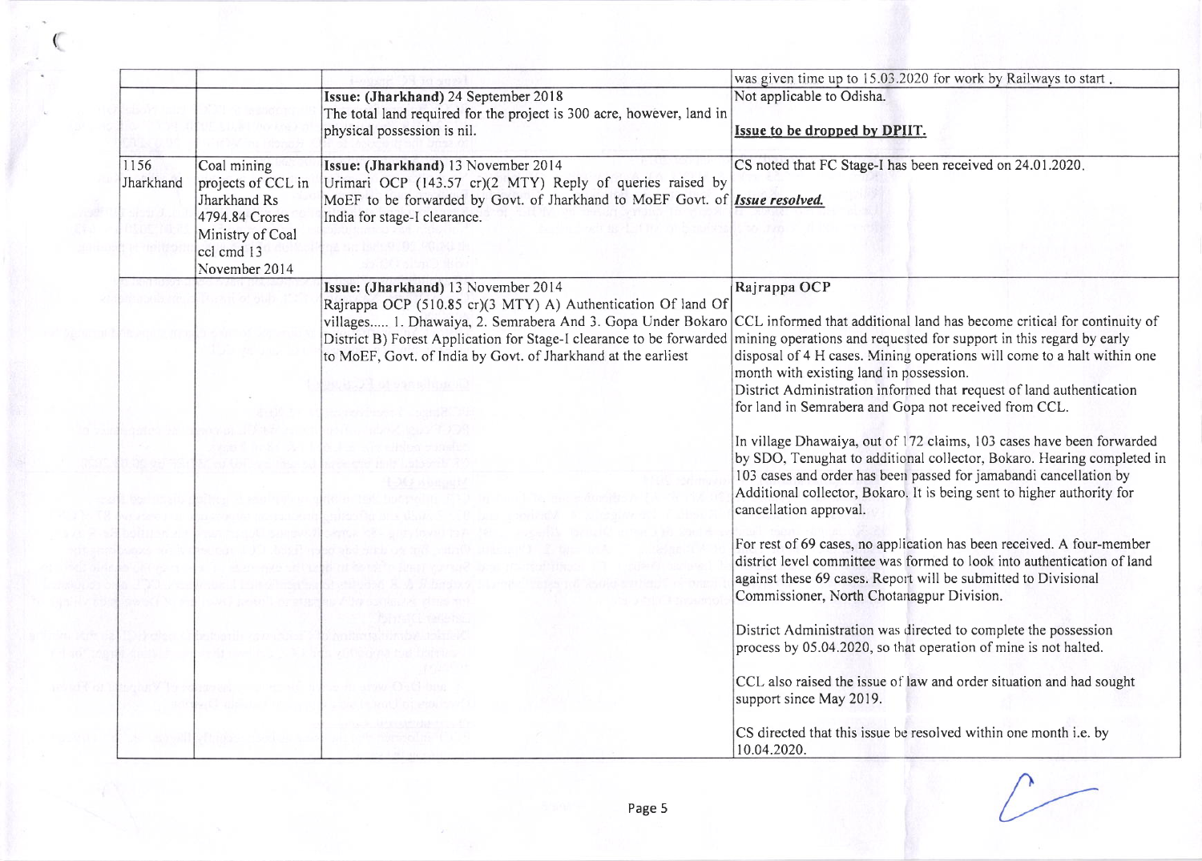| | | | |
|---|---|---|---|
| | | | was given time up to 15.03.2020 for work by Railways to start . |
| | | **Issue: (Jharkhand)** 24 September 2018<br>The total land required for the project is 300 acre, however, land in physical possession is nil. | Not applicable to Odisha.<br><br>**Issue to be dropped by DPIIT.** |
| 1156 Jharkhand | Coal mining projects of CCL in Jharkhand Rs 4794.84 Crores Ministry of Coal ccl cmd 13 November 2014 | **Issue: (Jharkhand)** 13 November 2014<br>Urimari OCP (143.57 cr)(2 MTY) Reply of queries raised by MoEF to be forwarded by Govt. of Jharkhand to MoEF Govt. of India for stage-I clearance. | CS noted that FC Stage-I has been received on 24.01.2020.<br><br>***Issue resolved.*** |
| | | **Issue: (Jharkhand)** 13 November 2014<br>Rajrappa OCP (510.85 cr)(3 MTY) A) Authentication Of land Of villages..... 1. Dhawaiya, 2. Semrabera And 3. Gopa Under Bokaro District B) Forest Application for Stage-I clearance to be forwarded to MoEF, Govt. of India by Govt. of Jharkhand at the earliest | **Rajrappa OCP**<br><br>CCL informed that additional land has become critical for continuity of mining operations and requested for support in this regard by early disposal of 4 H cases. Mining operations will come to a halt within one month with existing land in possession.<br>District Administration informed that request of land authentication for land in Semrabera and Gopa not received from CCL.<br><br>In village Dhawaiya, out of 172 claims, 103 cases have been forwarded by SDO, Tenughat to additional collector, Bokaro. Hearing completed in 103 cases and order has been passed for jamabandi cancellation by Additional collector, Bokaro. It is being sent to higher authority for cancellation approval.<br><br>For rest of 69 cases, no application has been received. A four-member district level committee was formed to look into authentication of land against these 69 cases. Report will be submitted to Divisional Commissioner, North Chotanagpur Division.<br><br>District Administration was directed to complete the possession process by 05.04.2020, so that operation of mine is not halted.<br><br>CCL also raised the issue of law and order situation and had sought support since May 2019.<br><br>CS directed that this issue be resolved within one month i.e. by 10.04.2020. |